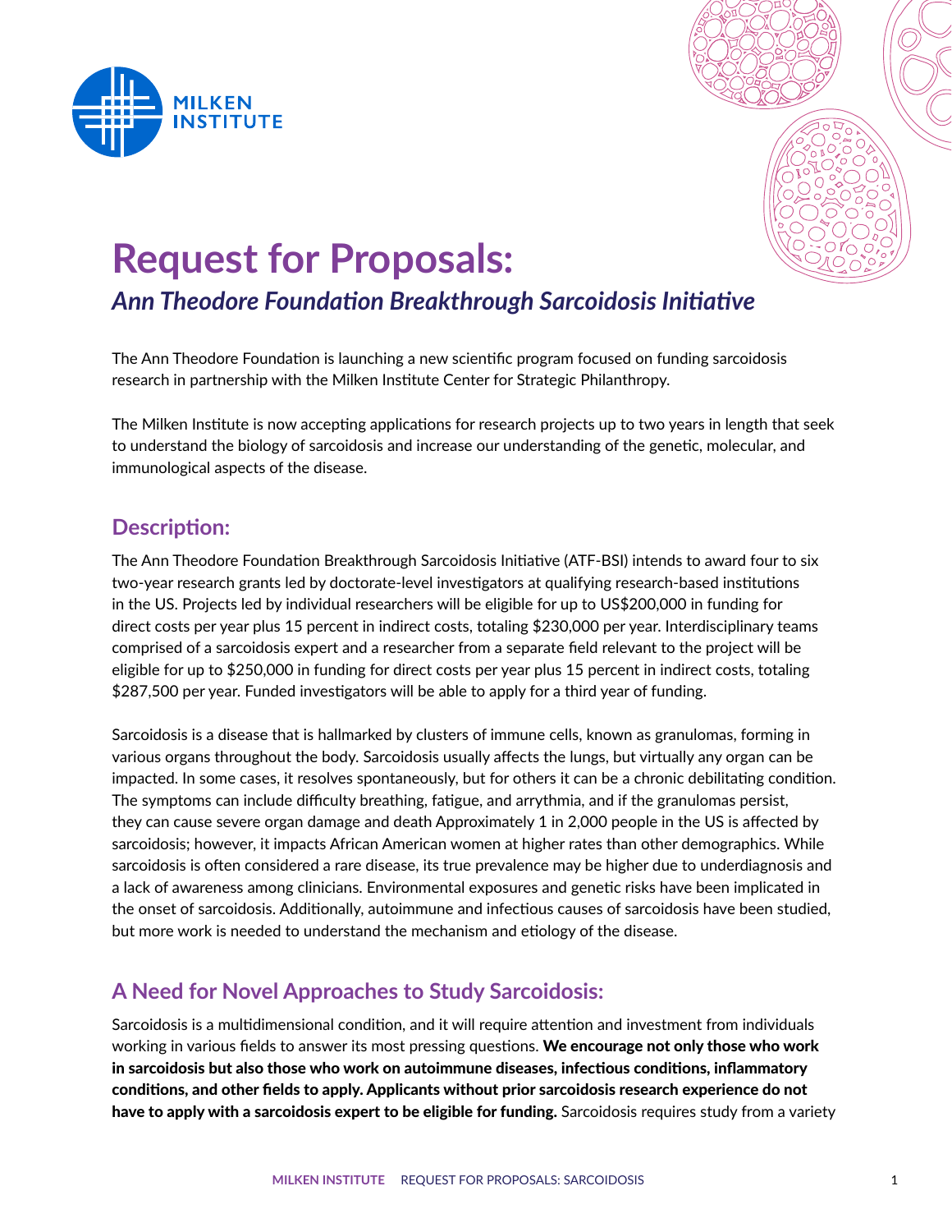# Request for Proposals:

## *Ann Theodore Foundation Breakthrough Sarcoidosis Initiative*

The Ann Theodore Foundation is launching a new scientific program focused on funding sarcoidosis research in partnership with the Milken Institute Center for Strategic Philanthropy.

The Milken Institute is now accepting applications for research projects up to two years in length that seek to understand the biology of sarcoidosis and increase our understanding of the genetic, molecular, and immunological aspects of the disease.

## Description:

The Ann Theodore Foundation Breakthrough Sarcoidosis Initiative (ATF-BSI) intends to award four to six two-year research grants led by doctorate-level investigators at qualifying research-based institutions in the US. Projects led by individual researchers will be eligible for up to US$200,000 in funding for direct costs per year plus 15 percent in indirect costs, totaling $230,000 per year. Interdisciplinary teams comprised of a sarcoidosis expert and a researcher from a separate field relevant to the project will be eligible for up to $250,000 in funding for direct costs per year plus 15 percent in indirect costs, totaling $287,500 per year. Funded investigators will be able to apply for a third year of funding.

Sarcoidosis is a disease that is hallmarked by clusters of immune cells, known as granulomas, forming in various organs throughout the body. Sarcoidosis usually affects the lungs, but virtually any organ can be impacted. In some cases, it resolves spontaneously, but for others it can be a chronic debilitating condition. The symptoms can include difficulty breathing, fatigue, and arrythmia, and if the granulomas persist, they can cause severe organ damage and death Approximately 1 in 2,000 people in the US is affected by sarcoidosis; however, it impacts African American women at higher rates than other demographics. While sarcoidosis is often considered a rare disease, its true prevalence may be higher due to underdiagnosis and a lack of awareness among clinicians. Environmental exposures and genetic risks have been implicated in the onset of sarcoidosis. Additionally, autoimmune and infectious causes of sarcoidosis have been studied, but more work is needed to understand the mechanism and etiology of the disease.

## A Need for Novel Approaches to Study Sarcoidosis:

Sarcoidosis is a multidimensional condition, and it will require attention and investment from individuals working in various fields to answer its most pressing questions. **We encourage not only those who work in sarcoidosis but also those who work on autoimmune diseases, infectious conditions, inflammatory conditions, and other fields to apply. Applicants without prior sarcoidosis research experience do not have to apply with a sarcoidosis expert to be eligible for funding.** Sarcoidosis requires study from a variety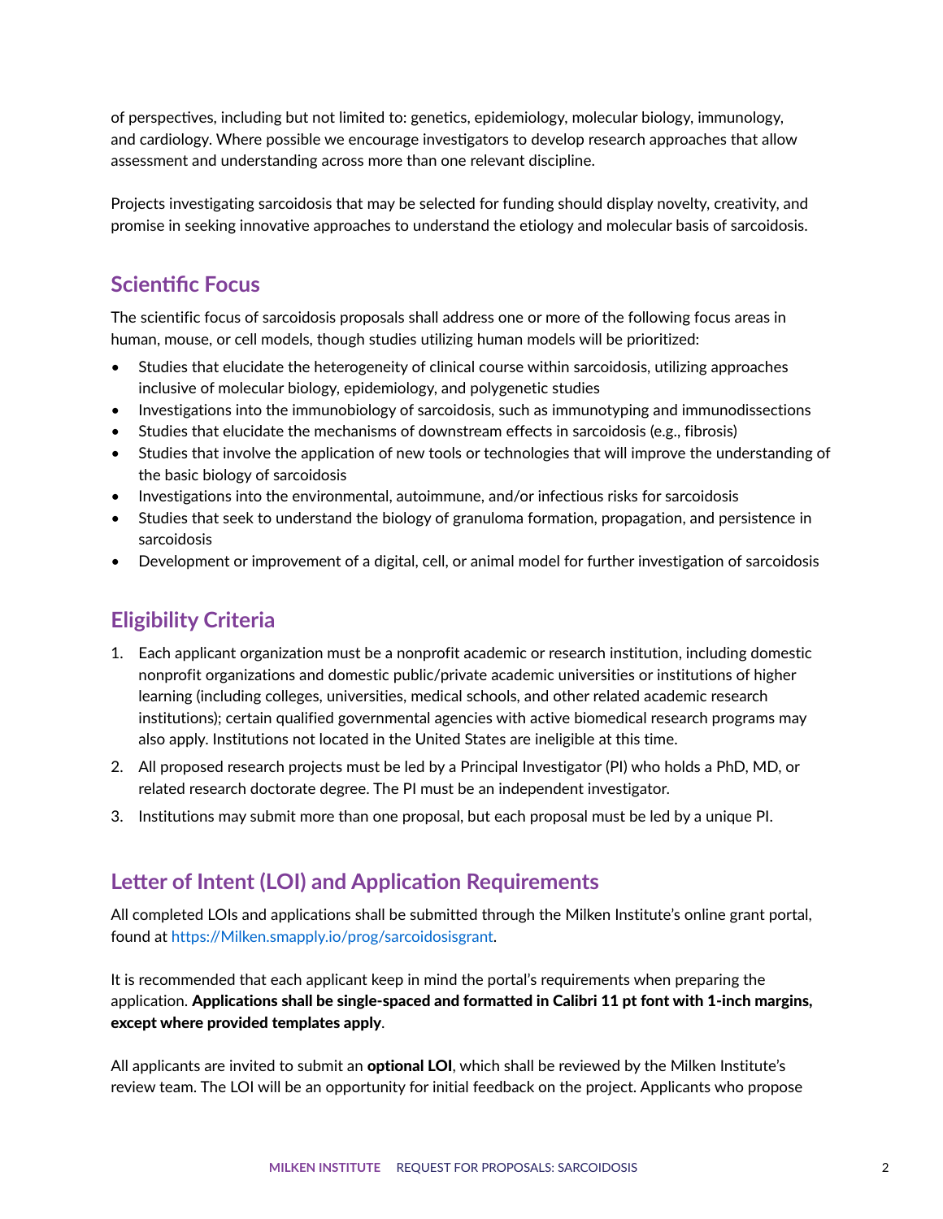of perspectives, including but not limited to: genetics, epidemiology, molecular biology, immunology, and cardiology. Where possible we encourage investigators to develop research approaches that allow assessment and understanding across more than one relevant discipline.

Projects investigating sarcoidosis that may be selected for funding should display novelty, creativity, and promise in seeking innovative approaches to understand the etiology and molecular basis of sarcoidosis.

## Scientific Focus

The scientific focus of sarcoidosis proposals shall address one or more of the following focus areas in human, mouse, or cell models, though studies utilizing human models will be prioritized:

- Studies that elucidate the heterogeneity of clinical course within sarcoidosis, utilizing approaches inclusive of molecular biology, epidemiology, and polygenetic studies
- Investigations into the immunobiology of sarcoidosis, such as immunotyping and immunodissections
- Studies that elucidate the mechanisms of downstream effects in sarcoidosis (e.g., fibrosis)
- Studies that involve the application of new tools or technologies that will improve the understanding of the basic biology of sarcoidosis
- Investigations into the environmental, autoimmune, and/or infectious risks for sarcoidosis
- Studies that seek to understand the biology of granuloma formation, propagation, and persistence in sarcoidosis
- Development or improvement of a digital, cell, or animal model for further investigation of sarcoidosis

## Eligibility Criteria

1. Each applicant organization must be a nonprofit academic or research institution, including domestic nonprofit organizations and domestic public/private academic universities or institutions of higher learning (including colleges, universities, medical schools, and other related academic research institutions); certain qualified governmental agencies with active biomedical research programs may also apply. Institutions not located in the United States are ineligible at this time.
2. All proposed research projects must be led by a Principal Investigator (PI) who holds a PhD, MD, or related research doctorate degree. The PI must be an independent investigator.
3. Institutions may submit more than one proposal, but each proposal must be led by a unique PI.

## Letter of Intent (LOI) and Application Requirements

All completed LOIs and applications shall be submitted through the Milken Institute's online grant portal, found at https://Milken.smapply.io/prog/sarcoidosisgrant.

It is recommended that each applicant keep in mind the portal's requirements when preparing the application. **Applications shall be single-spaced and formatted in Calibri 11 pt font with 1-inch margins, except where provided templates apply**.

All applicants are invited to submit an **optional LOI**, which shall be reviewed by the Milken Institute's review team. The LOI will be an opportunity for initial feedback on the project. Applicants who propose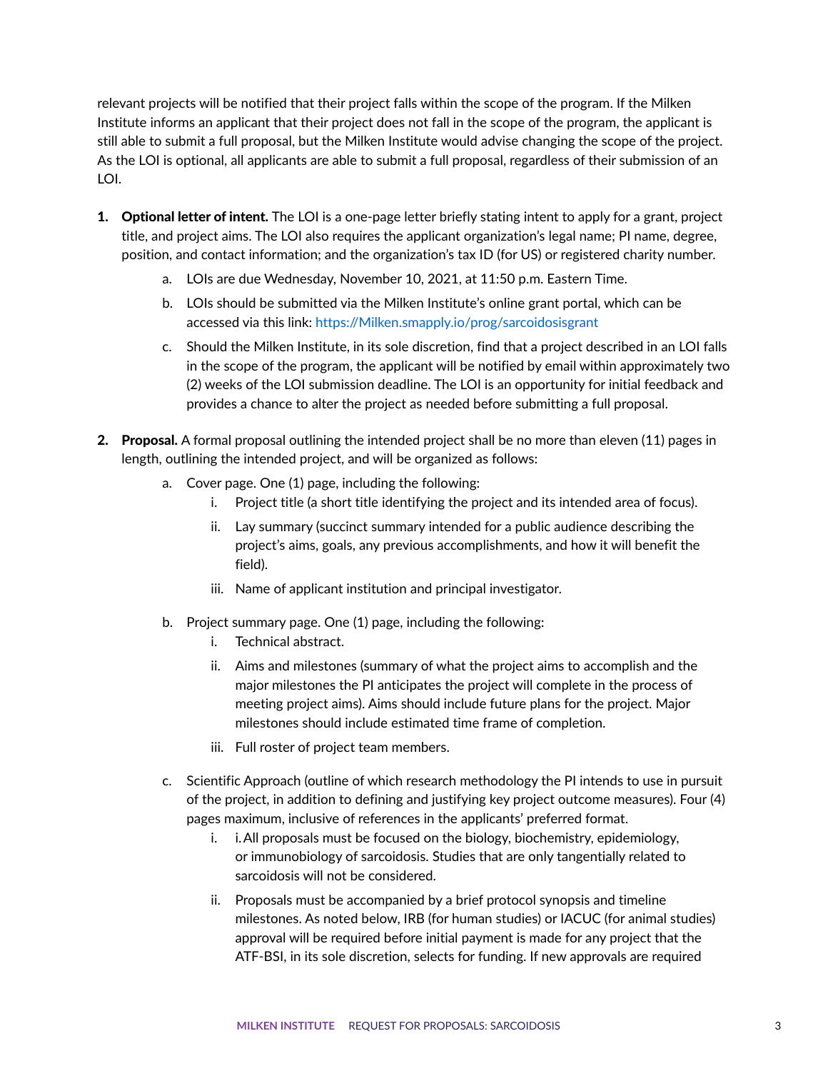relevant projects will be notified that their project falls within the scope of the program. If the Milken Institute informs an applicant that their project does not fall in the scope of the program, the applicant is still able to submit a full proposal, but the Milken Institute would advise changing the scope of the project. As the LOI is optional, all applicants are able to submit a full proposal, regardless of their submission of an LOI.

1. **Optional letter of intent.** The LOI is a one-page letter briefly stating intent to apply for a grant, project title, and project aims. The LOI also requires the applicant organization's legal name; PI name, degree, position, and contact information; and the organization's tax ID (for US) or registered charity number.
    a. LOIs are due Wednesday, November 10, 2021, at 11:50 p.m. Eastern Time.
    b. LOIs should be submitted via the Milken Institute's online grant portal, which can be accessed via this link: https://Milken.smapply.io/prog/sarcoidosisgrant
    c. Should the Milken Institute, in its sole discretion, find that a project described in an LOI falls in the scope of the program, the applicant will be notified by email within approximately two (2) weeks of the LOI submission deadline. The LOI is an opportunity for initial feedback and provides a chance to alter the project as needed before submitting a full proposal.

2. **Proposal.** A formal proposal outlining the intended project shall be no more than eleven (11) pages in length, outlining the intended project, and will be organized as follows:
    a. Cover page. One (1) page, including the following:
        i. Project title (a short title identifying the project and its intended area of focus).
        ii. Lay summary (succinct summary intended for a public audience describing the project's aims, goals, any previous accomplishments, and how it will benefit the field).
        iii. Name of applicant institution and principal investigator.
    b. Project summary page. One (1) page, including the following:
        i. Technical abstract.
        ii. Aims and milestones (summary of what the project aims to accomplish and the major milestones the PI anticipates the project will complete in the process of meeting project aims). Aims should include future plans for the project. Major milestones should include estimated time frame of completion.
        iii. Full roster of project team members.
    c. Scientific Approach (outline of which research methodology the PI intends to use in pursuit of the project, in addition to defining and justifying key project outcome measures). Four (4) pages maximum, inclusive of references in the applicants' preferred format.
        i. i. All proposals must be focused on the biology, biochemistry, epidemiology, or immunobiology of sarcoidosis. Studies that are only tangentially related to sarcoidosis will not be considered.
        ii. Proposals must be accompanied by a brief protocol synopsis and timeline milestones. As noted below, IRB (for human studies) or IACUC (for animal studies) approval will be required before initial payment is made for any project that the ATF-BSI, in its sole discretion, selects for funding. If new approvals are required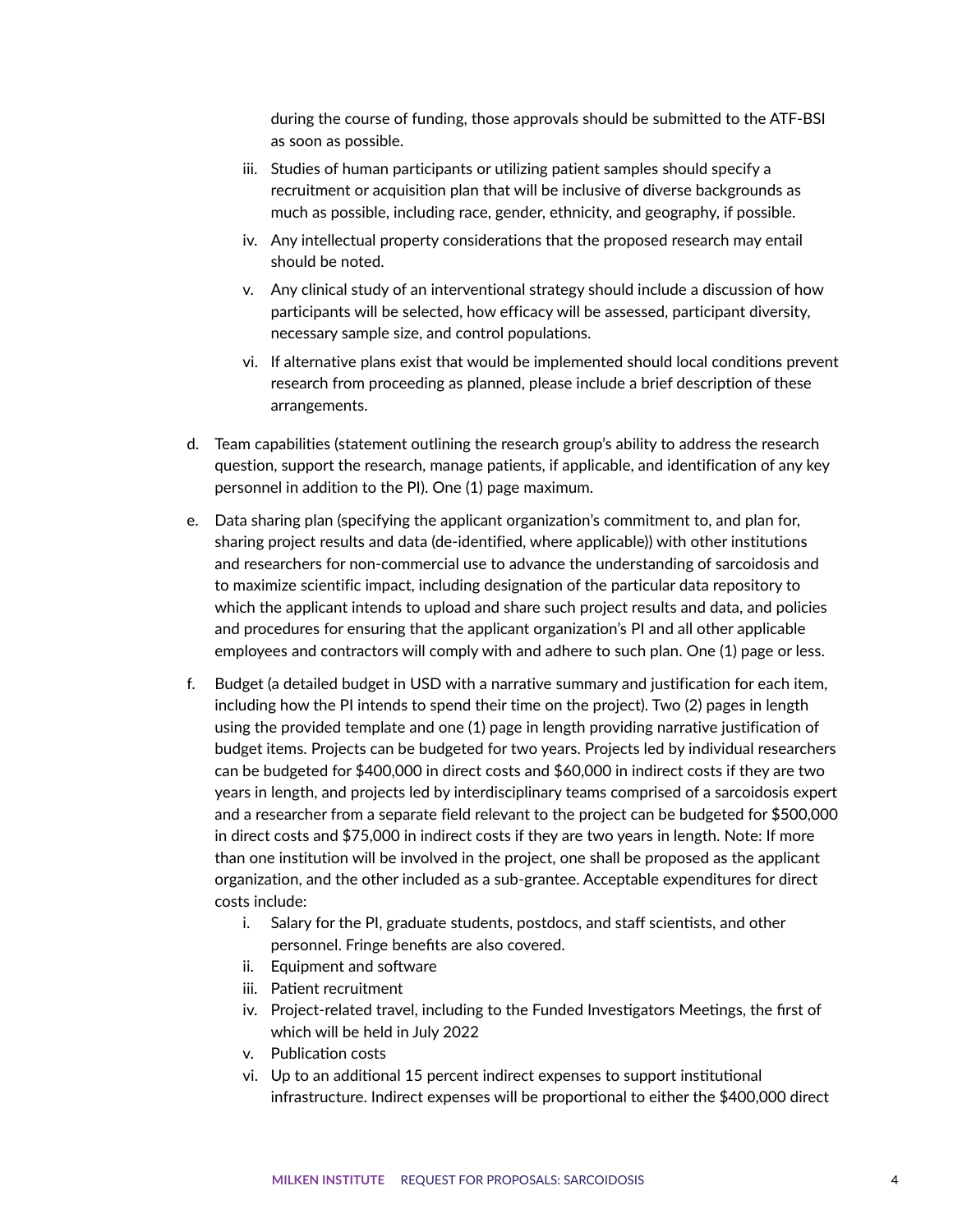during the course of funding, those approvals should be submitted to the ATF-BSI as soon as possible.

iii. Studies of human participants or utilizing patient samples should specify a recruitment or acquisition plan that will be inclusive of diverse backgrounds as much as possible, including race, gender, ethnicity, and geography, if possible.

iv. Any intellectual property considerations that the proposed research may entail should be noted.

v. Any clinical study of an interventional strategy should include a discussion of how participants will be selected, how efficacy will be assessed, participant diversity, necessary sample size, and control populations.

vi. If alternative plans exist that would be implemented should local conditions prevent research from proceeding as planned, please include a brief description of these arrangements.

d. Team capabilities (statement outlining the research group's ability to address the research question, support the research, manage patients, if applicable, and identification of any key personnel in addition to the PI). One (1) page maximum.

e. Data sharing plan (specifying the applicant organization's commitment to, and plan for, sharing project results and data (de-identified, where applicable)) with other institutions and researchers for non-commercial use to advance the understanding of sarcoidosis and to maximize scientific impact, including designation of the particular data repository to which the applicant intends to upload and share such project results and data, and policies and procedures for ensuring that the applicant organization's PI and all other applicable employees and contractors will comply with and adhere to such plan. One (1) page or less.

f. Budget (a detailed budget in USD with a narrative summary and justification for each item, including how the PI intends to spend their time on the project). Two (2) pages in length using the provided template and one (1) page in length providing narrative justification of budget items. Projects can be budgeted for two years. Projects led by individual researchers can be budgeted for $400,000 in direct costs and $60,000 in indirect costs if they are two years in length, and projects led by interdisciplinary teams comprised of a sarcoidosis expert and a researcher from a separate field relevant to the project can be budgeted for $500,000 in direct costs and $75,000 in indirect costs if they are two years in length. Note: If more than one institution will be involved in the project, one shall be proposed as the applicant organization, and the other included as a sub-grantee. Acceptable expenditures for direct costs include:

   i. Salary for the PI, graduate students, postdocs, and staff scientists, and other personnel. Fringe benefits are also covered.
   ii. Equipment and software
   iii. Patient recruitment
   iv. Project-related travel, including to the Funded Investigators Meetings, the first of which will be held in July 2022
   v. Publication costs
   vi. Up to an additional 15 percent indirect expenses to support institutional infrastructure. Indirect expenses will be proportional to either the $400,000 direct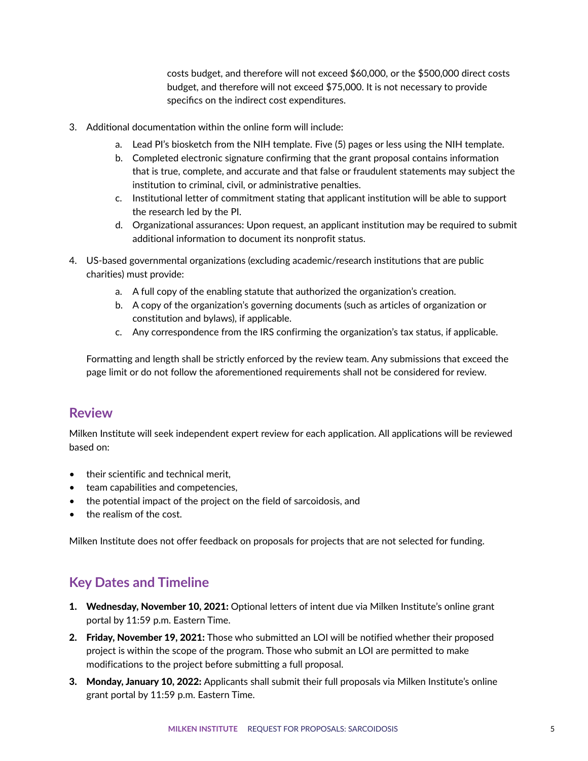costs budget, and therefore will not exceed $60,000, or the $500,000 direct costs budget, and therefore will not exceed $75,000. It is not necessary to provide specifics on the indirect cost expenditures.

3. Additional documentation within the online form will include:
    a. Lead PI's biosketch from the NIH template. Five (5) pages or less using the NIH template.
    b. Completed electronic signature confirming that the grant proposal contains information that is true, complete, and accurate and that false or fraudulent statements may subject the institution to criminal, civil, or administrative penalties.
    c. Institutional letter of commitment stating that applicant institution will be able to support the research led by the PI.
    d. Organizational assurances: Upon request, an applicant institution may be required to submit additional information to document its nonprofit status.

4. US-based governmental organizations (excluding academic/research institutions that are public charities) must provide:
    a. A full copy of the enabling statute that authorized the organization's creation.
    b. A copy of the organization's governing documents (such as articles of organization or constitution and bylaws), if applicable.
    c. Any correspondence from the IRS confirming the organization's tax status, if applicable.

    Formatting and length shall be strictly enforced by the review team. Any submissions that exceed the page limit or do not follow the aforementioned requirements shall not be considered for review.

## Review

Milken Institute will seek independent expert review for each application. All applications will be reviewed based on:

- their scientific and technical merit,
- team capabilities and competencies,
- the potential impact of the project on the field of sarcoidosis, and
- the realism of the cost.

Milken Institute does not offer feedback on proposals for projects that are not selected for funding.

## Key Dates and Timeline

1. **Wednesday, November 10, 2021:** Optional letters of intent due via Milken Institute's online grant portal by 11:59 p.m. Eastern Time.
2. **Friday, November 19, 2021:** Those who submitted an LOI will be notified whether their proposed project is within the scope of the program. Those who submit an LOI are permitted to make modifications to the project before submitting a full proposal.
3. **Monday, January 10, 2022:** Applicants shall submit their full proposals via Milken Institute's online grant portal by 11:59 p.m. Eastern Time.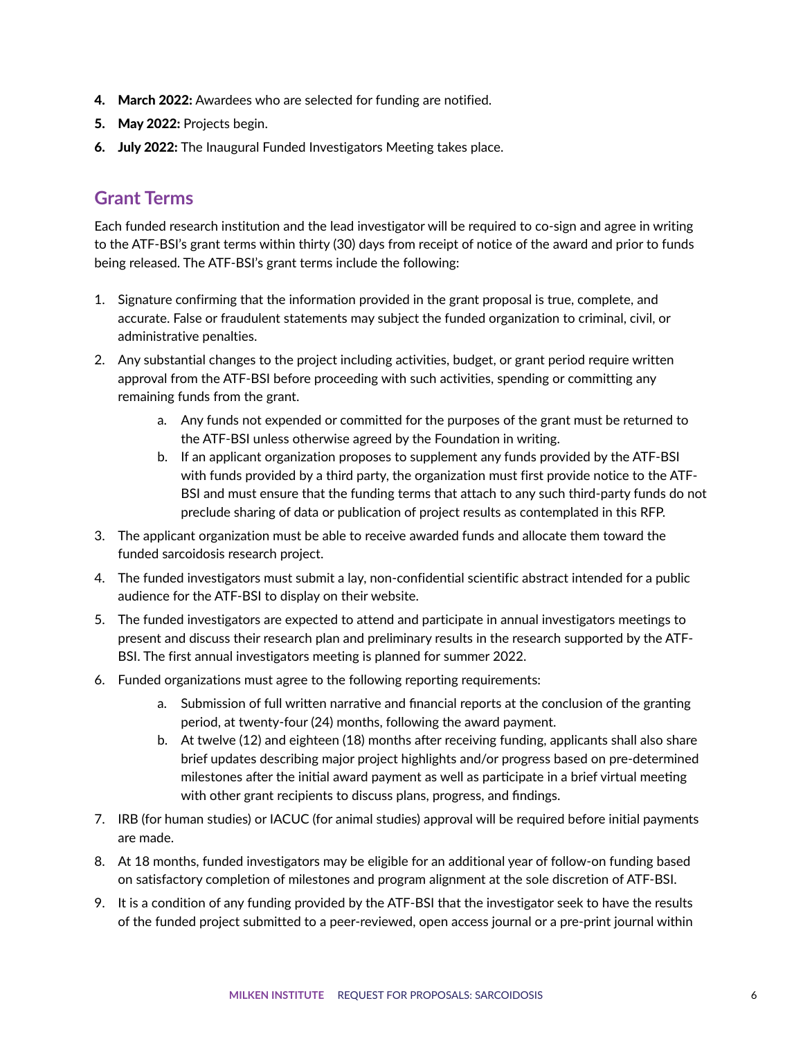4. **March 2022:** Awardees who are selected for funding are notified.
5. **May 2022:** Projects begin.
6. **July 2022:** The Inaugural Funded Investigators Meeting takes place.

## Grant Terms

Each funded research institution and the lead investigator will be required to co-sign and agree in writing to the ATF-BSI's grant terms within thirty (30) days from receipt of notice of the award and prior to funds being released. The ATF-BSI's grant terms include the following:

1. Signature confirming that the information provided in the grant proposal is true, complete, and accurate. False or fraudulent statements may subject the funded organization to criminal, civil, or administrative penalties.
2. Any substantial changes to the project including activities, budget, or grant period require written approval from the ATF-BSI before proceeding with such activities, spending or committing any remaining funds from the grant.
    a. Any funds not expended or committed for the purposes of the grant must be returned to the ATF-BSI unless otherwise agreed by the Foundation in writing.
    b. If an applicant organization proposes to supplement any funds provided by the ATF-BSI with funds provided by a third party, the organization must first provide notice to the ATF-BSI and must ensure that the funding terms that attach to any such third-party funds do not preclude sharing of data or publication of project results as contemplated in this RFP.
3. The applicant organization must be able to receive awarded funds and allocate them toward the funded sarcoidosis research project.
4. The funded investigators must submit a lay, non-confidential scientific abstract intended for a public audience for the ATF-BSI to display on their website.
5. The funded investigators are expected to attend and participate in annual investigators meetings to present and discuss their research plan and preliminary results in the research supported by the ATF-BSI. The first annual investigators meeting is planned for summer 2022.
6. Funded organizations must agree to the following reporting requirements:
    a. Submission of full written narrative and financial reports at the conclusion of the granting period, at twenty-four (24) months, following the award payment.
    b. At twelve (12) and eighteen (18) months after receiving funding, applicants shall also share brief updates describing major project highlights and/or progress based on pre-determined milestones after the initial award payment as well as participate in a brief virtual meeting with other grant recipients to discuss plans, progress, and findings.
7. IRB (for human studies) or IACUC (for animal studies) approval will be required before initial payments are made.
8. At 18 months, funded investigators may be eligible for an additional year of follow-on funding based on satisfactory completion of milestones and program alignment at the sole discretion of ATF-BSI.
9. It is a condition of any funding provided by the ATF-BSI that the investigator seek to have the results of the funded project submitted to a peer-reviewed, open access journal or a pre-print journal within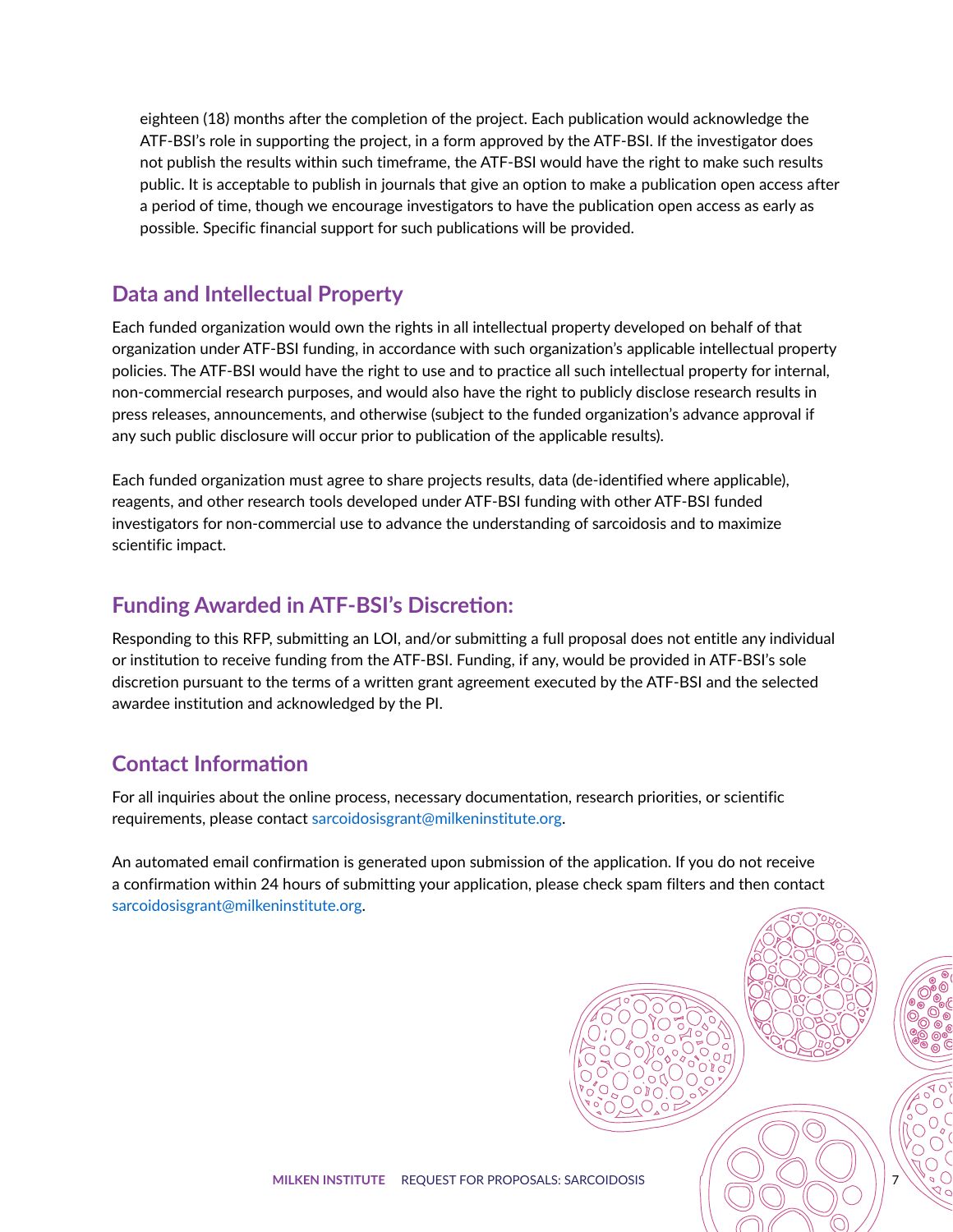eighteen (18) months after the completion of the project. Each publication would acknowledge the ATF-BSI's role in supporting the project, in a form approved by the ATF-BSI. If the investigator does not publish the results within such timeframe, the ATF-BSI would have the right to make such results public. It is acceptable to publish in journals that give an option to make a publication open access after a period of time, though we encourage investigators to have the publication open access as early as possible. Specific financial support for such publications will be provided.

## Data and Intellectual Property

Each funded organization would own the rights in all intellectual property developed on behalf of that organization under ATF-BSI funding, in accordance with such organization's applicable intellectual property policies. The ATF-BSI would have the right to use and to practice all such intellectual property for internal, non-commercial research purposes, and would also have the right to publicly disclose research results in press releases, announcements, and otherwise (subject to the funded organization's advance approval if any such public disclosure will occur prior to publication of the applicable results).

Each funded organization must agree to share projects results, data (de-identified where applicable), reagents, and other research tools developed under ATF-BSI funding with other ATF-BSI funded investigators for non-commercial use to advance the understanding of sarcoidosis and to maximize scientific impact.

## Funding Awarded in ATF-BSI's Discretion:

Responding to this RFP, submitting an LOI, and/or submitting a full proposal does not entitle any individual or institution to receive funding from the ATF-BSI. Funding, if any, would be provided in ATF-BSI's sole discretion pursuant to the terms of a written grant agreement executed by the ATF-BSI and the selected awardee institution and acknowledged by the PI.

## Contact Information

For all inquiries about the online process, necessary documentation, research priorities, or scientific requirements, please contact sarcoidosisgrant@milkeninstitute.org.

An automated email confirmation is generated upon submission of the application. If you do not receive a confirmation within 24 hours of submitting your application, please check spam filters and then contact sarcoidosisgrant@milkeninstitute.org.